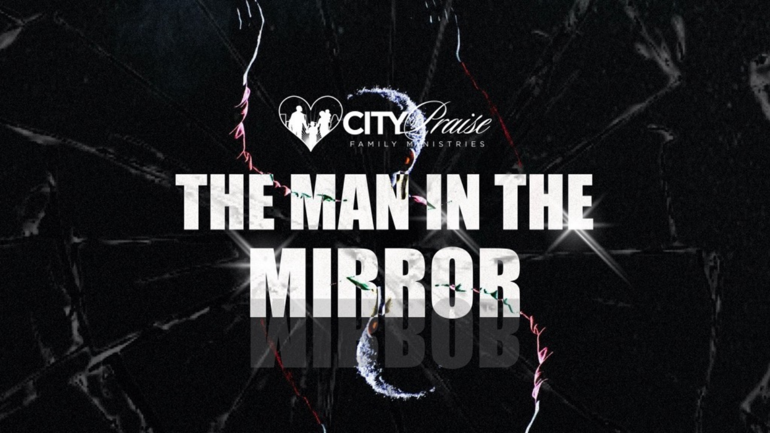CITY Praise

FAMILY MINISTRIES

# THE MAN IN THE MIRROR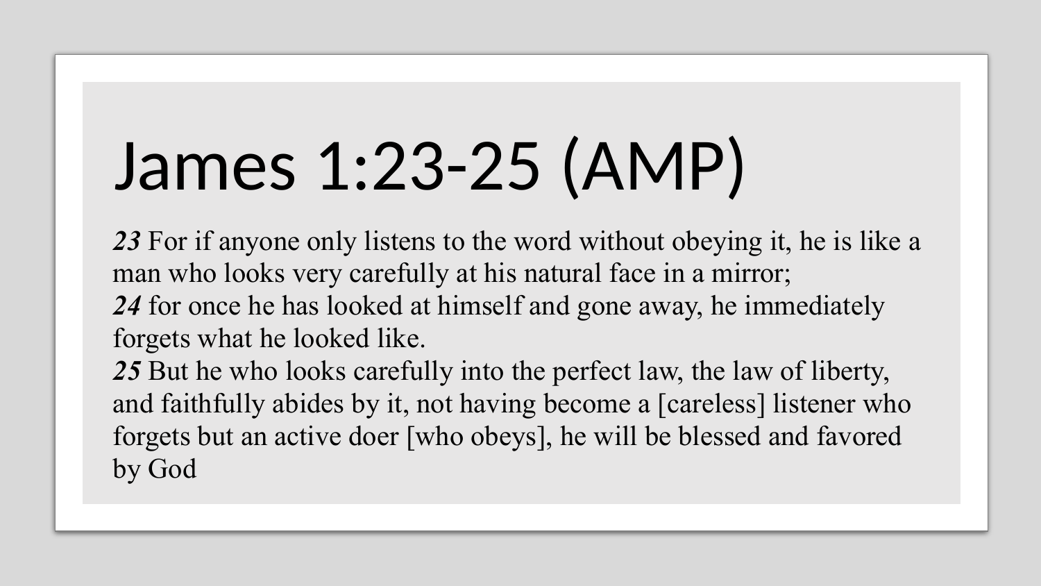# James 1:23-25 (AMP)

***23*** For if anyone only listens to the word without obeying it, he is like a man who looks very carefully at his natural face in a mirror;
***24*** for once he has looked at himself and gone away, he immediately forgets what he looked like.
***25*** But he who looks carefully into the perfect law, the law of liberty, and faithfully abides by it, not having become a [careless] listener who forgets but an active doer [who obeys], he will be blessed and favored by God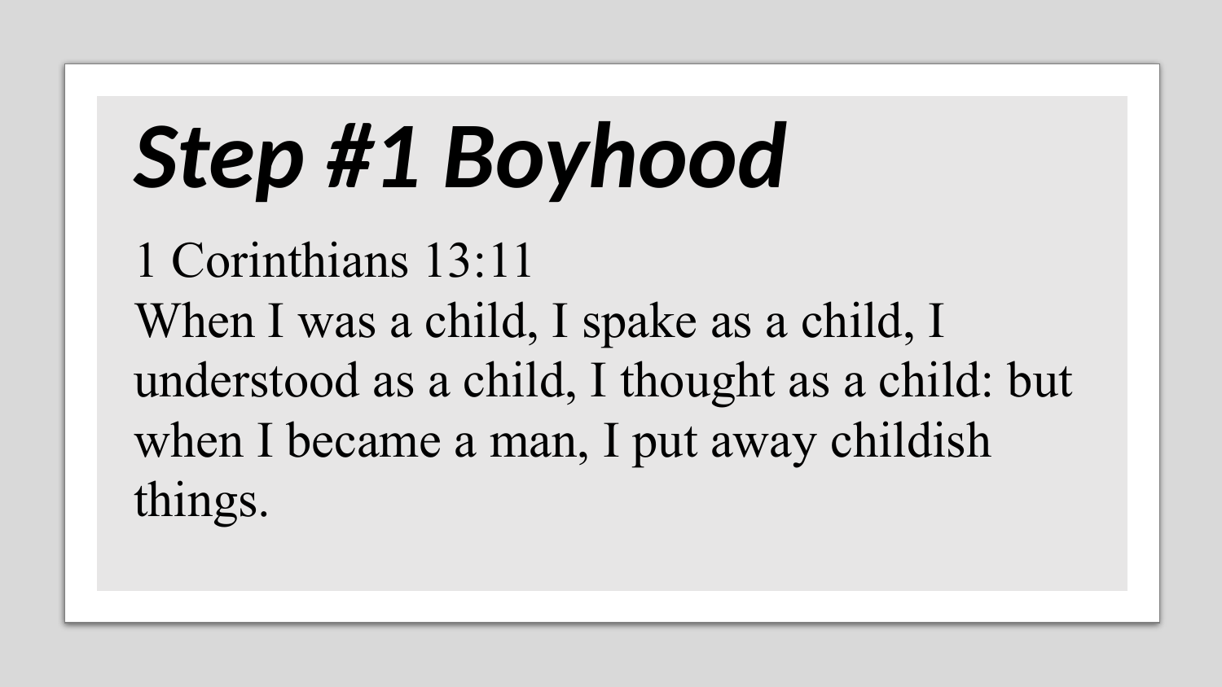# *Step #1 Boyhood*

1 Corinthians 13:11
When I was a child, I spake as a child, I understood as a child, I thought as a child: but when I became a man, I put away childish things.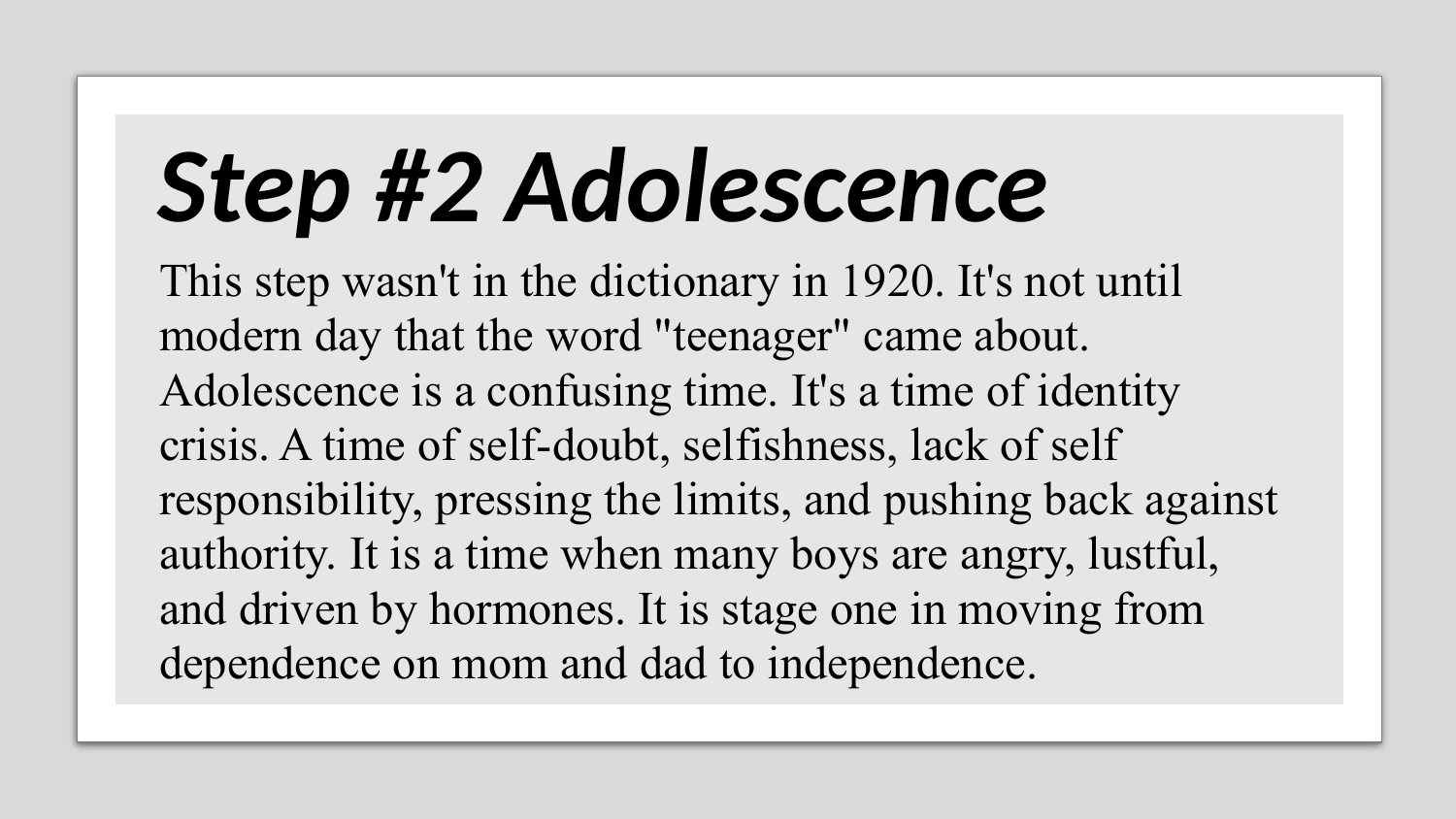# *Step #2 Adolescence*

This step wasn't in the dictionary in 1920. It's not until modern day that the word "teenager" came about. Adolescence is a confusing time. It's a time of identity crisis. A time of self-doubt, selfishness, lack of self responsibility, pressing the limits, and pushing back against authority. It is a time when many boys are angry, lustful, and driven by hormones. It is stage one in moving from dependence on mom and dad to independence.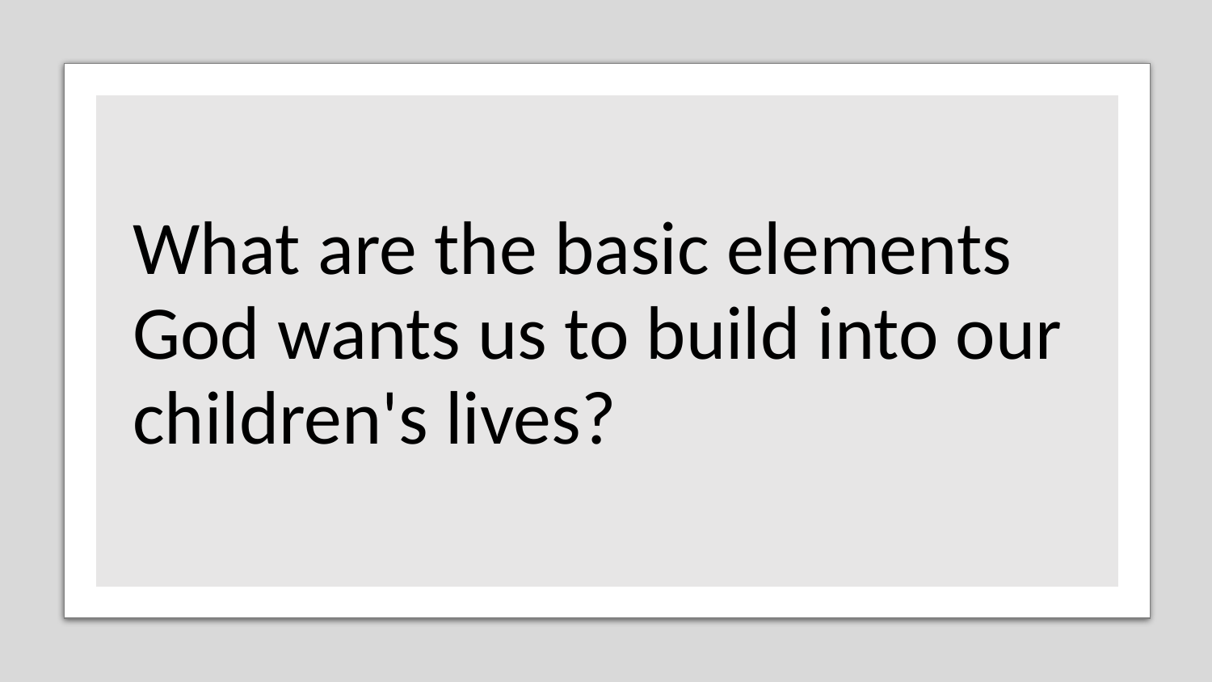What are the basic elements God wants us to build into our children's lives?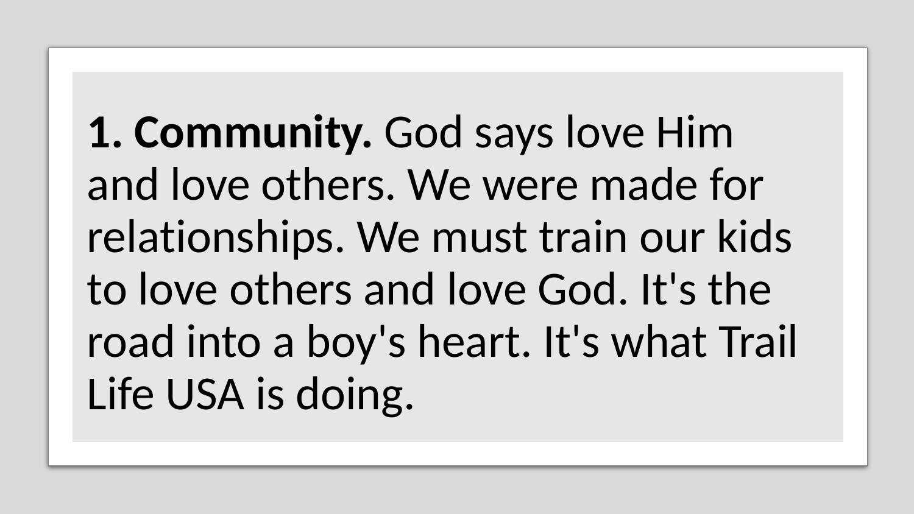**1. Community.** God says love Him and love others. We were made for relationships. We must train our kids to love others and love God. It's the road into a boy's heart. It's what Trail Life USA is doing.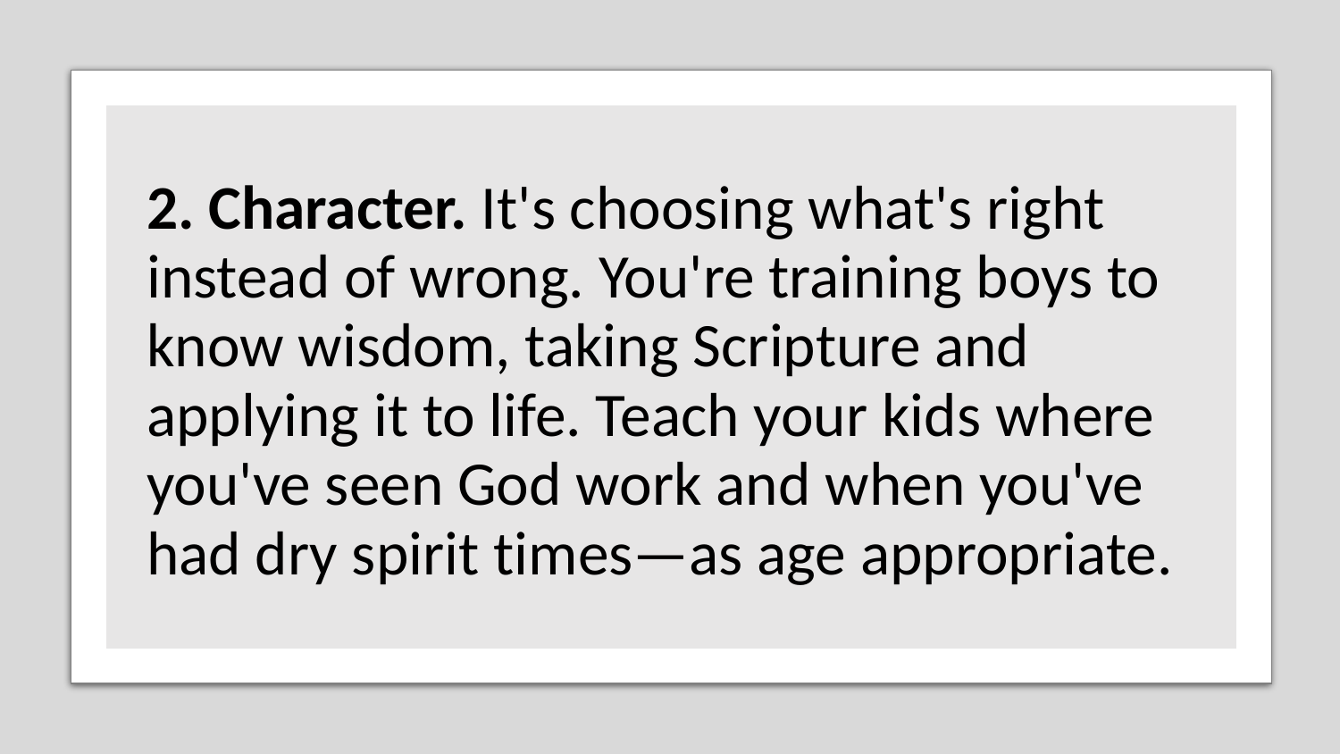**2. Character.** It's choosing what's right instead of wrong. You're training boys to know wisdom, taking Scripture and applying it to life. Teach your kids where you've seen God work and when you've had dry spirit times—as age appropriate.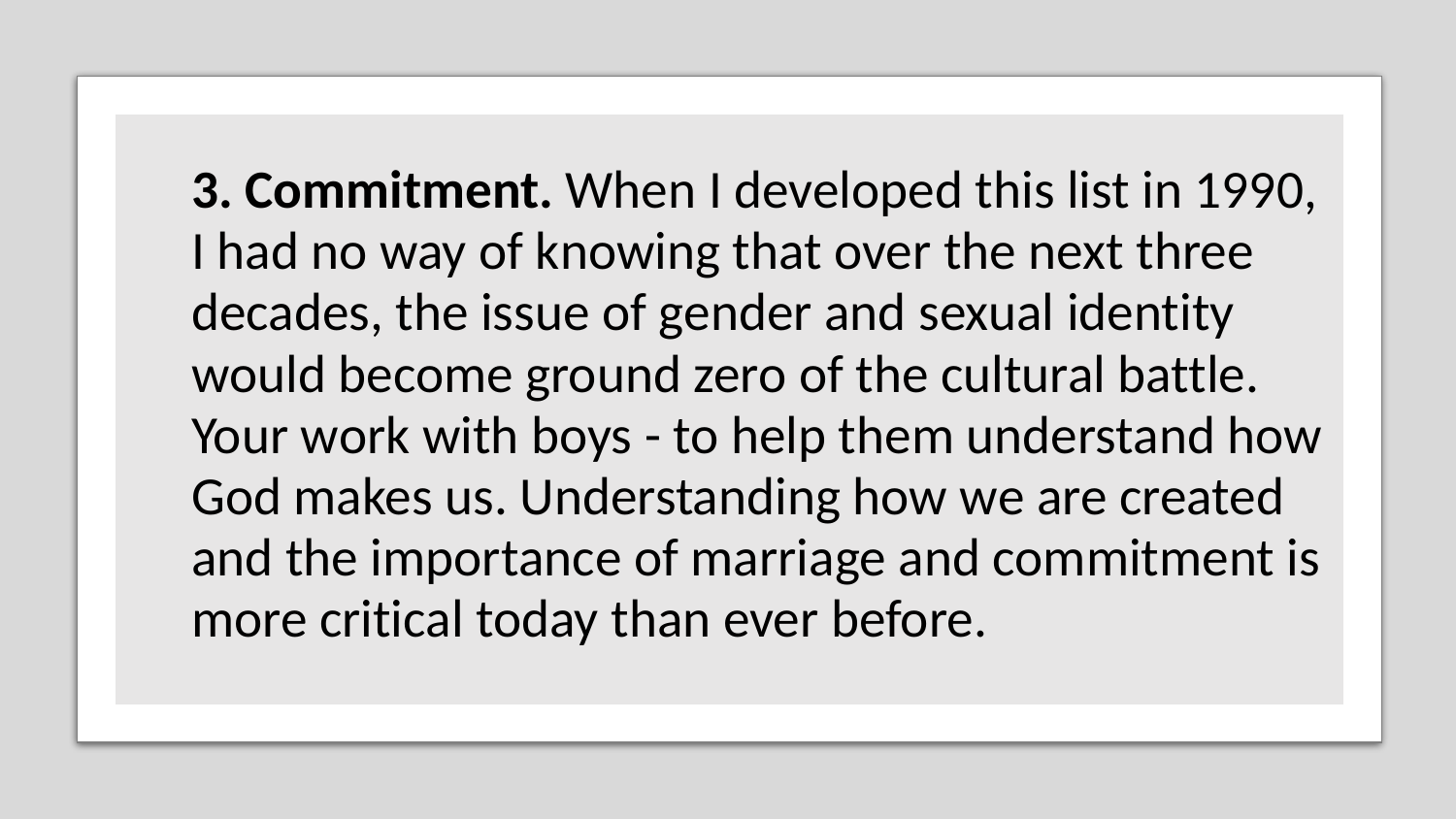**3. Commitment.** When I developed this list in 1990, I had no way of knowing that over the next three decades, the issue of gender and sexual identity would become ground zero of the cultural battle. Your work with boys - to help them understand how God makes us. Understanding how we are created and the importance of marriage and commitment is more critical today than ever before.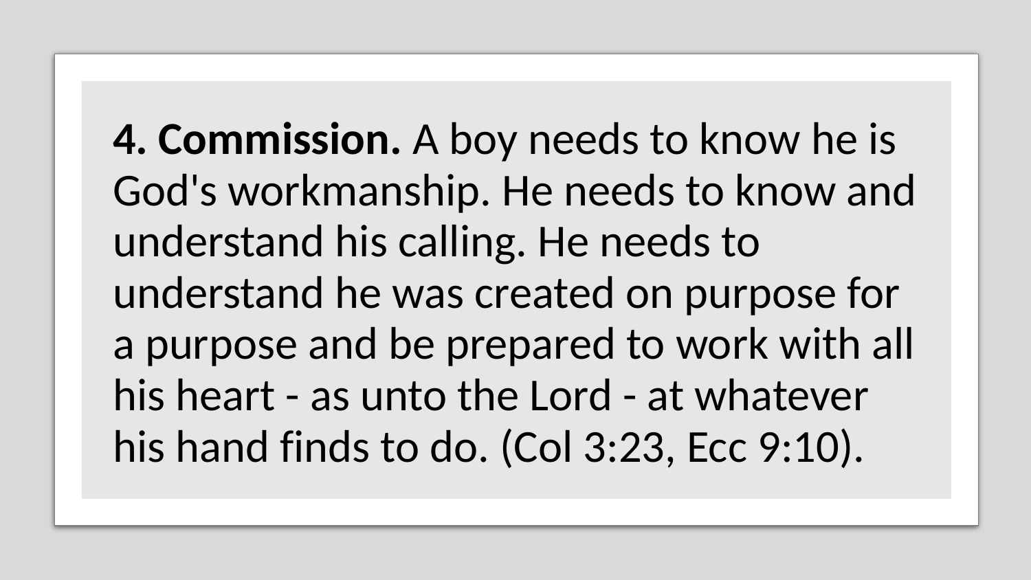**4. Commission.** A boy needs to know he is God's workmanship. He needs to know and understand his calling. He needs to understand he was created on purpose for a purpose and be prepared to work with all his heart - as unto the Lord - at whatever his hand finds to do. (Col 3:23, Ecc 9:10).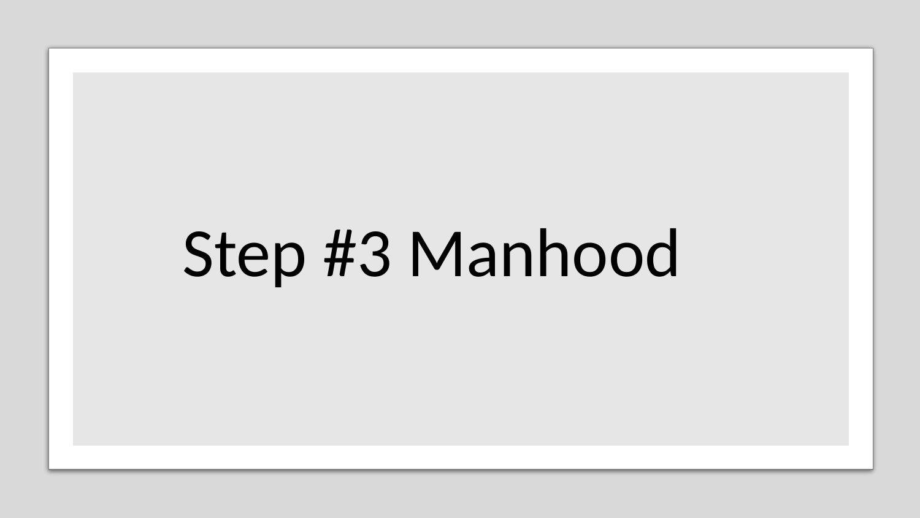# Step #3 Manhood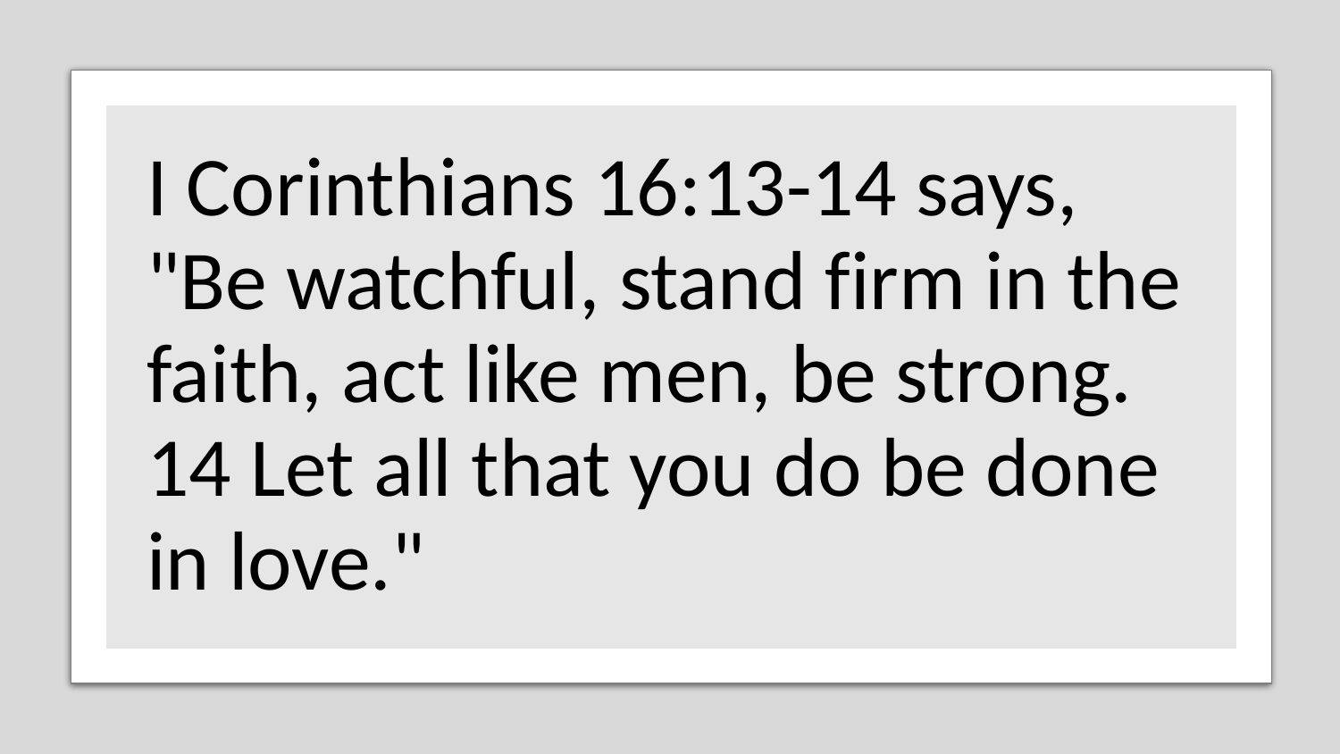I Corinthians 16:13-14 says, "Be watchful, stand firm in the faith, act like men, be strong. 14 Let all that you do be done in love."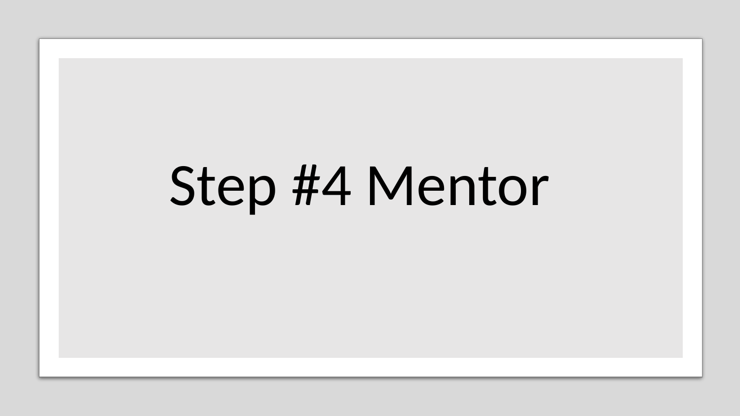# Step #4 Mentor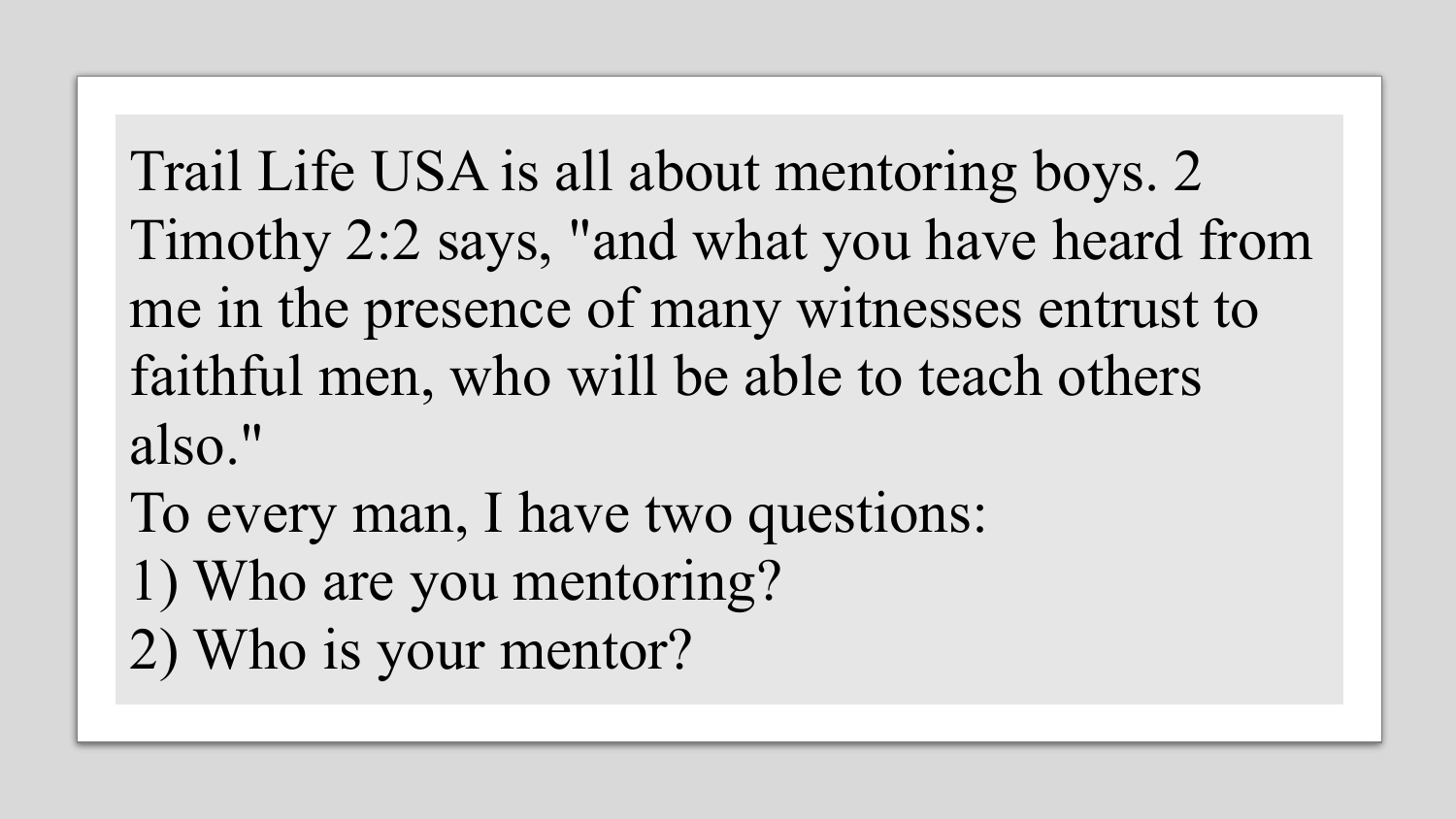Trail Life USA is all about mentoring boys. 2 Timothy 2:2 says, "and what you have heard from me in the presence of many witnesses entrust to faithful men, who will be able to teach others also."

To every man, I have two questions:

1) Who are you mentoring?

2) Who is your mentor?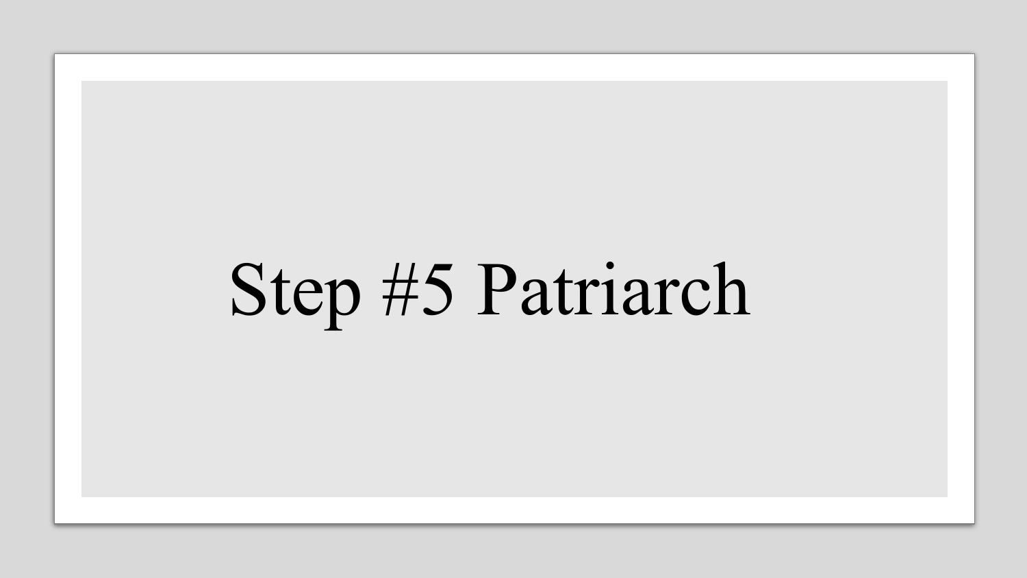# Step #5 Patriarch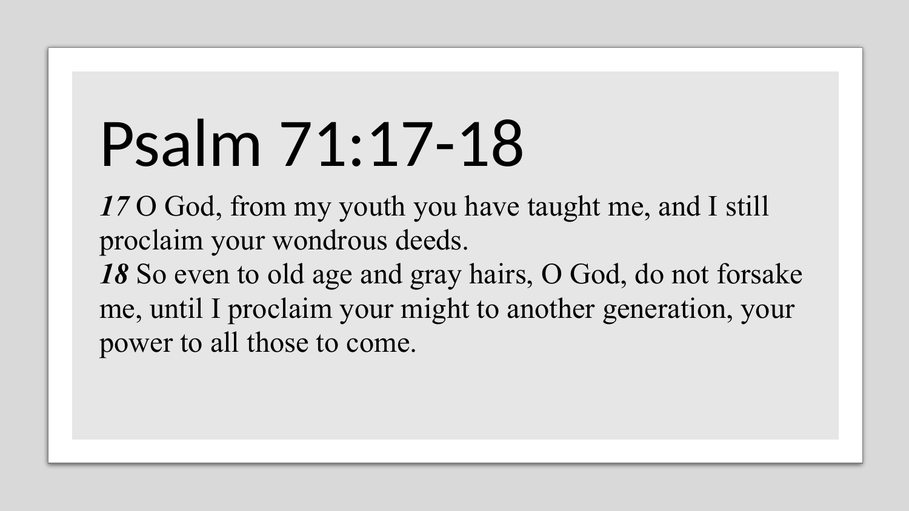# Psalm 71:17-18

***17*** O God, from my youth you have taught me, and I still proclaim your wondrous deeds.
***18*** So even to old age and gray hairs, O God, do not forsake me, until I proclaim your might to another generation, your power to all those to come.